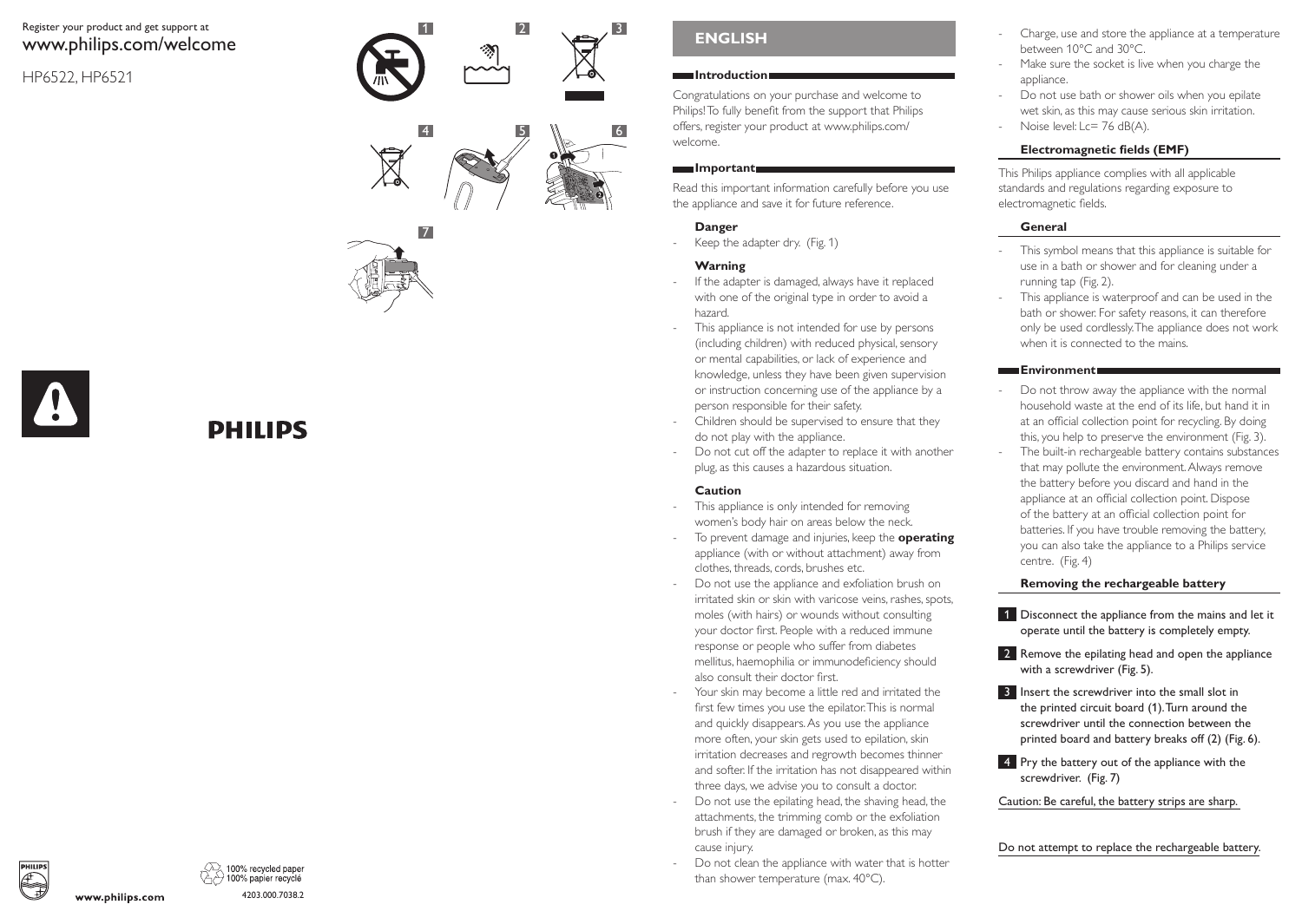Register your product and get support at
www.philips.com/welcome

HP6522, HP6521

PHILIPS

www.philips.com

100% recycled paper
100% papier recyclé

4203.000.7038.2

## ENGLISH

### Introduction

Congratulations on your purchase and welcome to Philips! To fully benefit from the support that Philips offers, register your product at www.philips.com/welcome.

### Important

Read this important information carefully before you use the appliance and save it for future reference.

#### Danger

- Keep the adapter dry. (Fig. 1)

#### Warning

- If the adapter is damaged, always have it replaced with one of the original type in order to avoid a hazard.
- This appliance is not intended for use by persons (including children) with reduced physical, sensory or mental capabilities, or lack of experience and knowledge, unless they have been given supervision or instruction concerning use of the appliance by a person responsible for their safety.
- Children should be supervised to ensure that they do not play with the appliance.
- Do not cut off the adapter to replace it with another plug, as this causes a hazardous situation.

#### Caution

- This appliance is only intended for removing women's body hair on areas below the neck.
- To prevent damage and injuries, keep the **operating** appliance (with or without attachment) away from clothes, threads, cords, brushes etc.
- Do not use the appliance and exfoliation brush on irritated skin or skin with varicose veins, rashes, spots, moles (with hairs) or wounds without consulting your doctor first. People with a reduced immune response or people who suffer from diabetes mellitus, haemophilia or immunodeficiency should also consult their doctor first.
- Your skin may become a little red and irritated the first few times you use the epilator. This is normal and quickly disappears. As you use the appliance more often, your skin gets used to epilation, skin irritation decreases and regrowth becomes thinner and softer. If the irritation has not disappeared within three days, we advise you to consult a doctor.
- Do not use the epilating head, the shaving head, the attachments, the trimming comb or the exfoliation brush if they are damaged or broken, as this may cause injury.
- Do not clean the appliance with water that is hotter than shower temperature (max. 40°C).
- Charge, use and store the appliance at a temperature between 10°C and 30°C.
- Make sure the socket is live when you charge the appliance.
- Do not use bath or shower oils when you epilate wet skin, as this may cause serious skin irritation.
- Noise level: Lc= 76 dB(A).

#### Electromagnetic fields (EMF)

This Philips appliance complies with all applicable standards and regulations regarding exposure to electromagnetic fields.

#### General

- This symbol means that this appliance is suitable for use in a bath or shower and for cleaning under a running tap (Fig. 2).
- This appliance is waterproof and can be used in the bath or shower. For safety reasons, it can therefore only be used cordlessly. The appliance does not work when it is connected to the mains.

### Environment

- Do not throw away the appliance with the normal household waste at the end of its life, but hand it in at an official collection point for recycling. By doing this, you help to preserve the environment (Fig. 3).
- The built-in rechargeable battery contains substances that may pollute the environment. Always remove the battery before you discard and hand in the appliance at an official collection point. Dispose of the battery at an official collection point for batteries. If you have trouble removing the battery, you can also take the appliance to a Philips service centre. (Fig. 4)

#### Removing the rechargeable battery

1. Disconnect the appliance from the mains and let it operate until the battery is completely empty.
2. Remove the epilating head and open the appliance with a screwdriver (Fig. 5).
3. Insert the screwdriver into the small slot in the printed circuit board (1). Turn around the screwdriver until the connection between the printed board and battery breaks off (2) (Fig. 6).
4. Pry the battery out of the appliance with the screwdriver. (Fig. 7)

Caution: Be careful, the battery strips are sharp.

Do not attempt to replace the rechargeable battery.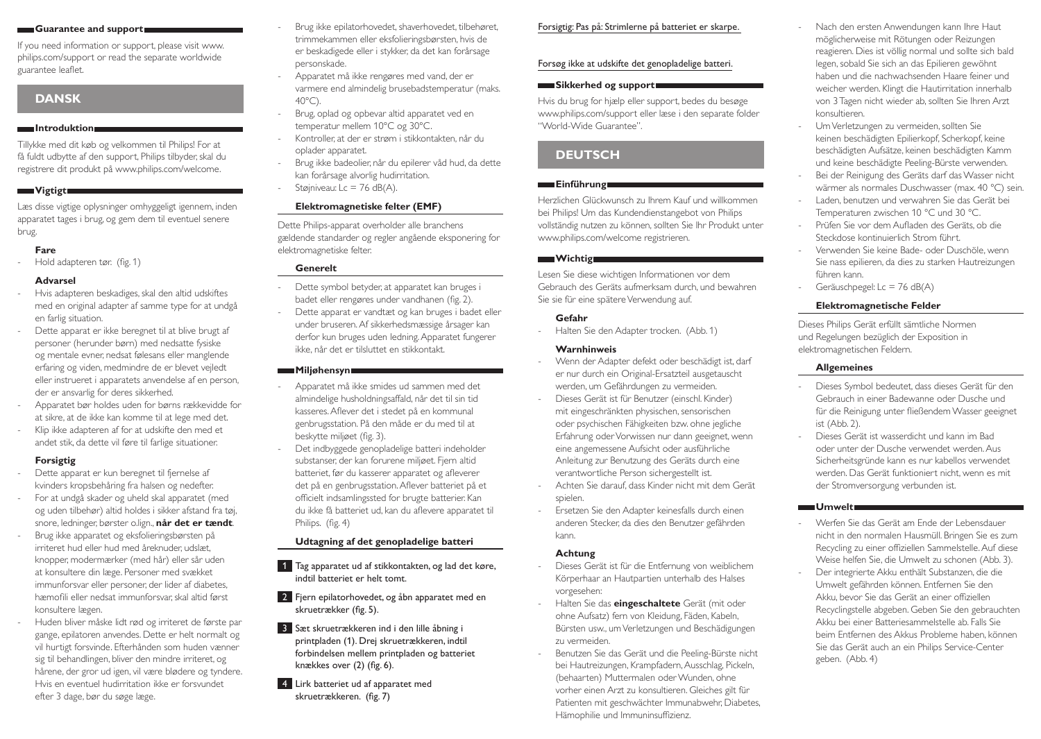## Guarantee and support

If you need information or support, please visit www.philips.com/support or read the separate worldwide guarantee leaflet.

# DANSK

## Introduktion

Tillykke med dit køb og velkommen til Philips! For at få fuldt udbytte af den support, Philips tilbyder, skal du registrere dit produkt på www.philips.com/welcome.

## Vigtigt

Læs disse vigtige oplysninger omhyggeligt igennem, inden apparatet tages i brug, og gem dem til eventuel senere brug.

### Fare

- Hold adapteren tør. (fig. 1)

### Advarsel

- Hvis adapteren beskadiges, skal den altid udskiftes med en original adapter af samme type for at undgå en farlig situation.
- Dette apparat er ikke beregnet til at blive brugt af personer (herunder børn) med nedsatte fysiske og mentale evner, nedsat følesans eller manglende erfaring og viden, medmindre de er blevet vejledt eller instrueret i apparatets anvendelse af en person, der er ansvarlig for deres sikkerhed.
- Apparatet bør holdes uden for børns rækkevidde for at sikre, at de ikke kan komme til at lege med det.
- Klip ikke adapteren af for at udskifte den med et andet stik, da dette vil føre til farlige situationer.

### Forsigtig

- Dette apparat er kun beregnet til fjernelse af kvinders kropsbehåring fra halsen og nedefter.
- For at undgå skader og uheld skal apparatet (med og uden tilbehør) altid holdes i sikker afstand fra tøj, snore, ledninger, børster o.lign., **når det er tændt**.
- Brug ikke apparatet og eksfolieringsbørsten på irriteret hud eller hud med åreknuder, udslæt, knopper, modermærker (med hår) eller sår uden at konsultere din læge. Personer med svækket immunforsvar eller personer, der lider af diabetes, hæmofili eller nedsat immunforsvar, skal altid først konsultere lægen.
- Huden bliver måske lidt rød og irriteret de første par gange, epilatoren anvendes. Dette er helt normalt og vil hurtigt forsvinde. Efterhånden som huden vænner sig til behandlingen, bliver den mindre irriteret, og hårene, der gror ud igen, vil være blødere og tyndere. Hvis en eventuel hudirritation ikke er forsvundet efter 3 dage, bør du søge læge.
- Brug ikke epilatorhovedet, shaverhovedet, tilbehøret, trimmekammen eller eksfolieringsbørsten, hvis de er beskadigede eller i stykker, da det kan forårsage personskade.
- Apparatet må ikke rengøres med vand, der er varmere end almindelig brusebadstemperatur (maks. 40°C).
- Brug, oplad og opbevar altid apparatet ved en temperatur mellem 10°C og 30°C.
- Kontroller, at der er strøm i stikkontakten, når du oplader apparatet.
- Brug ikke badeolier, når du epilerer våd hud, da dette kan forårsage alvorlig hudirritation.
- Støjniveau: Lc = 76 dB(A).

### Elektromagnetiske felter (EMF)

Dette Philips-apparat overholder alle branchens gældende standarder og regler angående eksponering for elektromagnetiske felter.

### Generelt

- Dette symbol betyder, at apparatet kan bruges i badet eller rengøres under vandhanen (fig. 2).
- Dette apparat er vandtæt og kan bruges i badet eller under bruseren. Af sikkerhedsmæssige årsager kan derfor kun bruges uden ledning. Apparatet fungerer ikke, når det er tilsluttet en stikkontakt.

## Miljøhensyn

- Apparatet må ikke smides ud sammen med det almindelige husholdningsaffald, når det til sin tid kasseres. Aflever det i stedet på en kommunal genbrugsstation. På den måde er du med til at beskytte miljøet (fig. 3).
- Det indbyggede genopladelige batteri indeholder substanser, der kan forurene miljøet. Fjern altid batteriet, før du kasserer apparatet og afleverer det på en genbrugsstation. Aflever batteriet på et officielt indsamlingssted for brugte batterier. Kan du ikke få batteriet ud, kan du aflevere apparatet til Philips. (fig. 4)

### Udtagning af det genopladelige batteri

1. Tag apparatet ud af stikkontakten, og lad det køre, indtil batteriet er helt tomt.
2. Fjern epilatorhovedet, og åbn apparatet med en skruetrækker (fig. 5).
3. Sæt skruetrækkeren ind i den lille åbning i printpladen (1). Drej skruetrækkeren, indtil forbindelsen mellem printpladen og batteriet knækkes over (2) (fig. 6).
4. Lirk batteriet ud af apparatet med skruetrækkeren. (fig. 7)

Forsigtig: Pas på: Strimlerne på batteriet er skarpe.

Forsøg ikke at udskifte det genopladelige batteri.

## Sikkerhed og support

Hvis du brug for hjælp eller support, bedes du besøge www.philips.com/support eller læse i den separate folder "World-Wide Guarantee".

# DEUTSCH

## Einführung

Herzlichen Glückwunsch zu Ihrem Kauf und willkommen bei Philips! Um das Kundendienstangebot von Philips vollständig nutzen zu können, sollten Sie Ihr Produkt unter www.philips.com/welcome registrieren.

## Wichtig

Lesen Sie diese wichtigen Informationen vor dem Gebrauch des Geräts aufmerksam durch, und bewahren Sie sie für eine spätere Verwendung auf.

### Gefahr

- Halten Sie den Adapter trocken. (Abb. 1)

### Warnhinweis

- Wenn der Adapter defekt oder beschädigt ist, darf er nur durch ein Original-Ersatzteil ausgetauscht werden, um Gefährdungen zu vermeiden.
- Dieses Gerät ist für Benutzer (einschl. Kinder) mit eingeschränkten physischen, sensorischen oder psychischen Fähigkeiten bzw. ohne jegliche Erfahrung oder Vorwissen nur dann geeignet, wenn eine angemessene Aufsicht oder ausführliche Anleitung zur Benutzung des Geräts durch eine verantwortliche Person sichergestellt ist.
- Achten Sie darauf, dass Kinder nicht mit dem Gerät spielen.
- Ersetzen Sie den Adapter keinesfalls durch einen anderen Stecker, da dies den Benutzer gefährden kann.

### Achtung

- Dieses Gerät ist für die Entfernung von weiblichem Körperhaar an Hautpartien unterhalb des Halses vorgesehen:
- Halten Sie das **eingeschaltete** Gerät (mit oder ohne Aufsatz) fern von Kleidung, Fäden, Kabeln, Bürsten usw., um Verletzungen und Beschädigungen zu vermeiden.
- Benutzen Sie das Gerät und die Peeling-Bürste nicht bei Hautreizungen, Krampfadern, Ausschlag, Pickeln, (behaarten) Muttermalen oder Wunden, ohne vorher einen Arzt zu konsultieren. Gleiches gilt für Patienten mit geschwächter Immunabwehr, Diabetes, Hämophilie und Immuninsuffizienz.
- Nach den ersten Anwendungen kann Ihre Haut möglicherweise mit Rötungen oder Reizungen reagieren. Dies ist völlig normal und sollte sich bald legen, sobald Sie sich an das Epilieren gewöhnt haben und die nachwachsenden Haare feiner und weicher werden. Klingt die Hautirritation innerhalb von 3 Tagen nicht wieder ab, sollten Sie Ihren Arzt konsultieren.
- Um Verletzungen zu vermeiden, sollten Sie keinen beschädigten Epilierkopf, Scherkopf, keine beschädigten Aufsätze, keinen beschädigten Kamm und keine beschädigte Peeling-Bürste verwenden.
- Bei der Reinigung des Geräts darf das Wasser nicht wärmer als normales Duschwasser (max. 40 °C) sein.
- Laden, benutzen und verwahren Sie das Gerät bei Temperaturen zwischen 10 °C und 30 °C.
- Prüfen Sie vor dem Aufladen des Geräts, ob die Steckdose kontinuierlich Strom führt.
- Verwenden Sie keine Bade- oder Duschöle, wenn Sie nass epilieren, da dies zu starken Hautreizungen führen kann.
- Geräuschpegel: Lc = 76 dB(A)

### Elektromagnetische Felder

Dieses Philips Gerät erfüllt sämtliche Normen und Regelungen bezüglich der Exposition in elektromagnetischen Feldern.

### Allgemeines

- Dieses Symbol bedeutet, dass dieses Gerät für den Gebrauch in einer Badewanne oder Dusche und für die Reinigung unter fließendem Wasser geeignet ist (Abb. 2).
- Dieses Gerät ist wasserdicht und kann im Bad oder unter der Dusche verwendet werden. Aus Sicherheitsgründe kann es nur kabellos verwendet werden. Das Gerät funktioniert nicht, wenn es mit der Stromversorgung verbunden ist.

## Umwelt

- Werfen Sie das Gerät am Ende der Lebensdauer nicht in den normalen Hausmüll. Bringen Sie es zum Recycling zu einer offiziellen Sammelstelle. Auf diese Weise helfen Sie, die Umwelt zu schonen (Abb. 3).
- Der integrierte Akku enthält Substanzen, die die Umwelt gefährden können. Entfernen Sie den Akku, bevor Sie das Gerät an einer offiziellen Recyclingstelle abgeben. Geben Sie den gebrauchten Akku bei einer Batteriesammelstelle ab. Falls Sie beim Entfernen des Akkus Probleme haben, können Sie das Gerät auch an ein Philips Service-Center geben. (Abb. 4)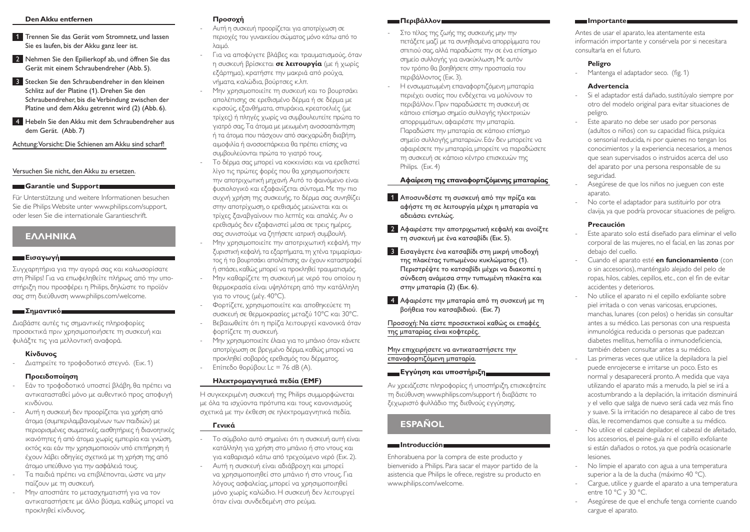### Den Akku entfernen

1. Trennen Sie das Gerät vom Stromnetz, und lassen Sie es laufen, bis der Akku ganz leer ist.
2. Nehmen Sie den Epilierkopf ab, und öffnen Sie das Gerät mit einem Schraubendreher (Abb. 5).
3. Stecken Sie den Schraubendreher in den kleinen Schlitz auf der Platine (1). Drehen Sie den Schraubendreher, bis die Verbindung zwischen der Platine und dem Akku getrennt wird (2) (Abb. 6).
4. Hebeln Sie den Akku mit dem Schraubendreher aus dem Gerät. (Abb. 7)

Achtung: Vorsicht: Die Schienen am Akku sind scharf!

Versuchen Sie nicht, den Akku zu ersetzen.

## Garantie und Support

Für Unterstützung und weitere Informationen besuchen Sie die Philips Website unter www.philips.com/support, oder lesen Sie die internationale Garantieschrift.

# ΕΛΛΗΝΙΚΑ

## Εισαγωγή

Συγχαρητήρια για την αγορά σας και καλωσορίσατε στη Philips! Για να επωφεληθείτε πλήρως από την υποστήριξη που προσφέρει η Philips, δηλώστε το προϊόν σας στη διεύθυνση www.philips.com/welcome.

## Σημαντικό

Διαβάστε αυτές τις σημαντικές πληροφορίες προσεκτικά πριν χρησιμοποιήσετε τη συσκευή και φυλάξτε τις για μελλοντική αναφορά.

### Κίνδυνος

- Διατηρείτε το τροφοδοτικό στεγνό. (Εικ. 1)

### Προειδοποίηση

- Εάν το τροφοδοτικό υποστεί βλάβη, θα πρέπει να αντικατασταθεί μόνο με αυθεντικό προς αποφυγή κινδύνου.
- Αυτή η συσκευή δεν προορίζεται για χρήση από άτομα (συμπεριλαμβανομένων των παιδιών) με περιορισμένες σωματικές, αισθητήριες ή διανοητικές ικανότητες ή από άτομα χωρίς εμπειρία και γνώση, εκτός και εάν την χρησιμοποιούν υπό επιτήρηση ή έχουν λάβει οδηγίες σχετικά με τη χρήση της από άτομο υπεύθυνο για την ασφάλειά τους.
- Τα παιδιά πρέπει να επιβλέπονται, ώστε να μην παίζουν με τη συσκευή.
- Μην αποσπάτε το μετασχηματιστή για να τον αντικαταστήσετε με άλλο βύσμα, καθώς μπορεί να προκληθεί κίνδυνος.

### Προσοχή

- Αυτή η συσκευή προορίζεται για αποτρίχωση σε περιοχές του γυναικείου σώματος μόνο κάτω από το λαιμό.
- Για να αποφύγετε βλάβες και τραυματισμούς, όταν η συσκευή βρίσκεται **σε λειτουργία** (με ή χωρίς εξάρτημα), κρατήστε την μακριά από ρούχα, νήματα, καλώδια, βούρτσες κ.λπ.
- Μην χρησιμοποιείτε τη συσκευή και το βουρτσάκι απολέπισης σε ερεθισμένο δέρμα ή σε δέρμα με κιρσούς, εξανθήματα, σπυράκια, κρεατοελιές (με τρίχες) ή πληγές χωρίς να συμβουλευτείτε πρώτα το γιατρό σας. Τα άτομα με μειωμένη ανοσοαπάντηση ή τα άτομα που πάσχουν από σακχαρώδη διαβήτη, αιμοφιλία ή ανοσοανεπάρκεια θα πρέπει επίσης να συμβουλεύονται πρώτα το γιατρό τους.
- Το δέρμα σας μπορεί να κοκκινίσει και να ερεθιστεί λίγο τις πρώτες φορές που θα χρησιμοποιήσετε την αποτριχωτική μηχανή. Αυτό το φαινόμενο είναι φυσιολογικό και εξαφανίζεται σύντομα. Με την πιο συχνή χρήση της συσκευής, το δέρμα σας συνηθίζει στην αποτρίχωση, ο ερεθισμός μειώνεται και οι τρίχες ξαναβγαίνουν πιο λεπτές και απαλές. Αν ο ερεθισμός δεν εξαφανιστεί μέσα σε τρεις ημέρες, σας συνιστούμε να ζητήσετε ιατρική συμβουλή.
- Μην χρησιμοποιείτε την αποτριχωτική κεφαλή, την ξυριστική κεφαλή, τα εξαρτήματα, τη χτένα τριμαρίσματος ή το βουρτσάκι απολέπισης αν έχουν καταστραφεί ή σπάσει, καθώς μπορεί να προκληθεί τραυματισμός.
- Μην καθαρίζετε τη συσκευή με νερό του οποίου η θερμοκρασία είναι υψηλότερη από την κατάλληλη για το ντους (μέγ. 40°C).
- Φορτίζετε, χρησιμοποιείτε και αποθηκεύετε τη συσκευή σε θερμοκρασίες μεταξύ 10°C και 30°C.
- Βεβαιωθείτε ότι η πρίζα λειτουργεί κανονικά όταν φορτίζετε τη συσκευή.
- Μην χρησιμοποιείτε έλαια για το μπάνιο όταν κάνετε αποτρίχωση σε βρεγμένο δέρμα, καθώς μπορεί να προκληθεί σοβαρός ερεθισμός του δέρματος.
- Επίπεδο θορύβου: Lc = 76 dB (A).

### Ηλεκτρομαγνητικά πεδία (EMF)

Η συγκεκριμένη συσκευή της Philips συμμορφώνεται με όλα τα ισχύοντα πρότυπα και τους κανονισμούς σχετικά με την έκθεση σε ηλεκτρομαγνητικά πεδία.

### Γενικά

- Το σύμβολο αυτό σημαίνει ότι η συσκευή αυτή είναι κατάλληλη για χρήση στο μπάνιο ή στο ντους και για καθαρισμό κάτω από τρεχούμενο νερό (Εικ. 2).
- Αυτή η συσκευή είναι αδιάβροχη και μπορεί να χρησιμοποιηθεί στο μπάνιο ή στο ντους. Για λόγους ασφαλείας, μπορεί να χρησιμοποιηθεί μόνο χωρίς καλώδιο. Η συσκευή δεν λειτουργεί όταν είναι συνδεδεμένη στο ρεύμα.

## Περιβάλλον

- Στο τέλος της ζωής της συσκευής μην την πετάξετε μαζί με τα συνηθισμένα απορρίμματα του σπιτιού σας, αλλά παραδώστε την σε ένα επίσημο σημείο συλλογής για ανακύκλωση. Με αυτόν τον τρόπο θα βοηθήσετε στην προστασία του περιβάλλοντος (Εικ. 3).
- Η ενσωματωμένη επαναφορτιζόμενη μπαταρία περιέχει ουσίες που ενδέχεται να μολύνουν το περιβάλλον. Πριν παραδώσετε τη συσκευή σε κάποιο επίσημο σημείο συλλογής ηλεκτρικών απορριμμάτων, αφαιρέστε την μπαταρία. Παραδώστε την μπαταρία σε κάποιο επίσημο σημείο συλλογής μπαταριών. Εάν δεν μπορείτε να αφαιρέσετε την μπαταρία, μπορείτε να παραδώσετε τη συσκευή σε κάποιο κέντρο επισκευών της Philips. (Εικ. 4)

### Αφαίρεση της επαναφορτιζόμενης μπαταρίας

1. **Αποσυνδέστε τη συσκευή από την πρίζα και αφήστε τη σε λειτουργία μέχρι η μπαταρία να αδειάσει εντελώς.**
2. **Αφαιρέστε την αποτριχωτική κεφαλή και ανοίξτε τη συσκευή με ένα κατσαβίδι (Εικ. 5).**
3. **Εισαγάγετε ένα κατσαβίδι στη μικρή υποδοχή της πλακέτας τυπωμένου κυκλώματος (1). Περιστρέψτε το κατσαβίδι μέχρι να διακοπεί η σύνδεση ανάμεσα στην τυπωμένη πλακέτα και στην μπαταρία (2) (Εικ. 6).**
4. **Αφαιρέστε την μπαταρία από τη συσκευή με τη βοήθεια του κατσαβιδιού. (Εικ. 7)**

Προσοχή: Να είστε προσεκτικοί καθώς οι επαφές της μπαταρίας είναι κοφτερές.

Μην επιχειρήσετε να αντικαταστήσετε την επαναφορτιζόμενη μπαταρία.

## Εγγύηση και υποστήριξη

Αν χρειάζεστε πληροφορίες ή υποστήριξη, επισκεφτείτε τη διεύθυνση www.philips.com/support ή διαβάστε το ξεχωριστό φυλλάδιο της διεθνούς εγγύησης.

# ESPAÑOL

## Introducción

Enhorabuena por la compra de este producto y bienvenido a Philips. Para sacar el mayor partido de la asistencia que Philips le ofrece, registre su producto en www.philips.com/welcome.

## Importante

Antes de usar el aparato, lea atentamente esta información importante y consérvela por si necesitara consultarla en el futuro.

### Peligro

- Mantenga el adaptador seco. (fig. 1)

### Advertencia

- Si el adaptador está dañado, sustitúyalo siempre por otro del modelo original para evitar situaciones de peligro.
- Este aparato no debe ser usado por personas (adultos o niños) con su capacidad física, psíquica o sensorial reducida, ni por quienes no tengan los conocimientos y la experiencia necesarios, a menos que sean supervisados o instruidos acerca del uso del aparato por una persona responsable de su seguridad.
- Asegúrese de que los niños no jueguen con este aparato.
- No corte el adaptador para sustituirlo por otra clavija, ya que podría provocar situaciones de peligro.

### Precaución

- Este aparato solo está diseñado para eliminar el vello corporal de las mujeres, no el facial, en las zonas por debajo del cuello.
- Cuando el aparato esté **en funcionamiento** (con o sin accesorios), manténgalo alejado del pelo de ropas, hilos, cables, cepillos, etc., con el fin de evitar accidentes y deterioros.
- No utilice el aparato ni el cepillo exfoliante sobre piel irritada o con venas varicosas, erupciones, manchas, lunares (con pelos) o heridas sin consultar antes a su médico. Las personas con una respuesta inmunológica reducida o personas que padezcan diabetes mellitus, hemofilia o inmunodeficiencia, también deben consultar antes a su médico.
- Las primeras veces que utilice la depiladora la piel puede enrojecerse e irritarse un poco. Esto es normal y desaparecerá pronto. A medida que vaya utilizando el aparato más a menudo, la piel se irá a acostumbrando a la depilación, la irritación disminuirá y el vello que salga de nuevo será cada vez más fino y suave. Si la irritación no desaparece al cabo de tres días, le recomendamos que consulte a su médico.
- No utilice el cabezal depilador, el cabezal de afeitado, los accesorios, el peine-guía ni el cepillo exfoliante si están dañados o rotos, ya que podría ocasionarle lesiones.
- No limpie el aparato con agua a una temperatura superior a la de la ducha (máximo 40 °C).
- Cargue, utilice y guarde el aparato a una temperatura entre 10 °C y 30 °C.
- Asegúrese de que el enchufe tenga corriente cuando cargue el aparato.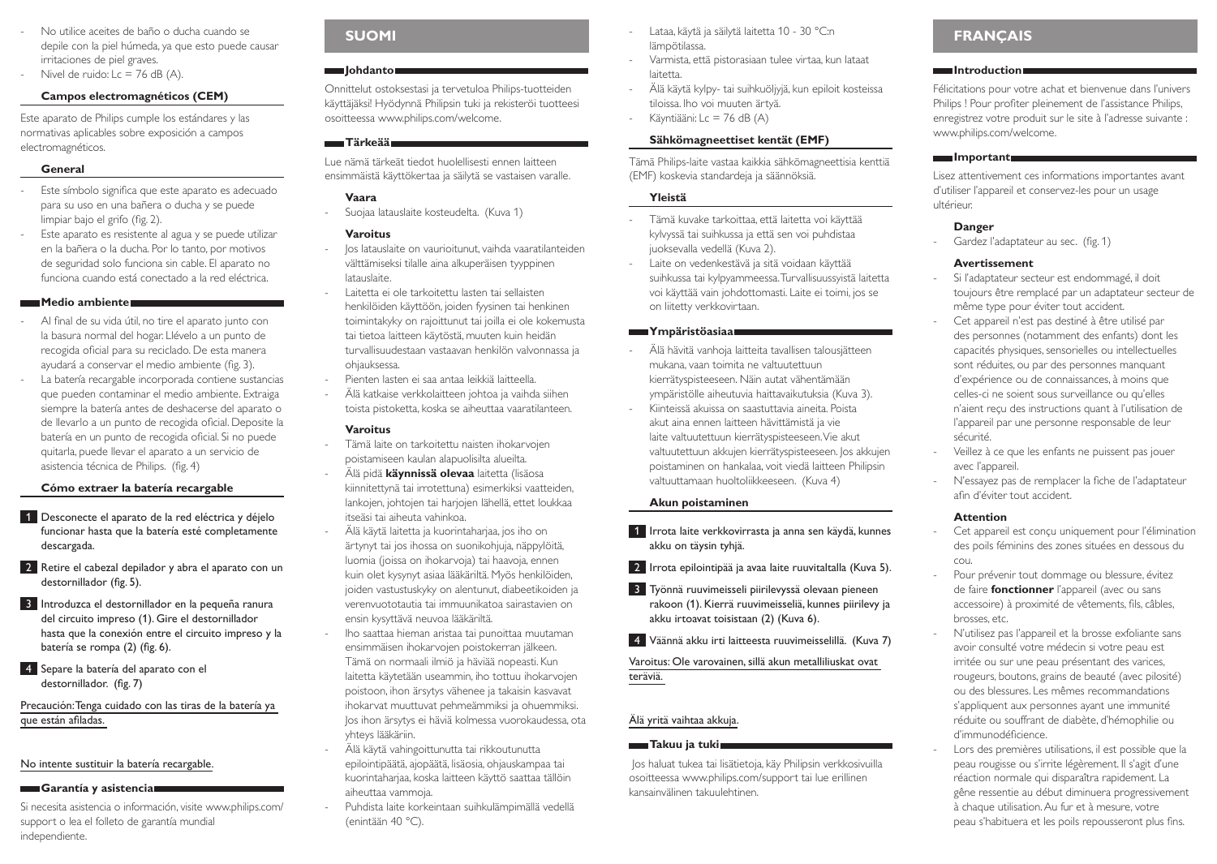- No utilice aceites de baño o ducha cuando se depile con la piel húmeda, ya que esto puede causar irritaciones de piel graves.
- Nivel de ruido: Lc = 76 dB (A).

### Campos electromagnéticos (CEM)

Este aparato de Philips cumple los estándares y las normativas aplicables sobre exposición a campos electromagnéticos.

### General

- Este símbolo significa que este aparato es adecuado para su uso en una bañera o ducha y se puede limpiar bajo el grifo (fig. 2).
- Este aparato es resistente al agua y se puede utilizar en la bañera o la ducha. Por lo tanto, por motivos de seguridad solo funciona sin cable. El aparato no funciona cuando está conectado a la red eléctrica.

## Medio ambiente

- Al final de su vida útil, no tire el aparato junto con la basura normal del hogar. Llévelo a un punto de recogida oficial para su reciclado. De esta manera ayudará a conservar el medio ambiente (fig. 3).
- La batería recargable incorporada contiene sustancias que pueden contaminar el medio ambiente. Extraiga siempre la batería antes de deshacerse del aparato o de llevarlo a un punto de recogida oficial. Deposite la batería en un punto de recogida oficial. Si no puede quitarla, puede llevar el aparato a un servicio de asistencia técnica de Philips. (fig. 4)

### Cómo extraer la batería recargable

1. Desconecte el aparato de la red eléctrica y déjelo funcionar hasta que la batería esté completamente descargada.
2. Retire el cabezal depilador y abra el aparato con un destornillador (fig. 5).
3. Introduzca el destornillador en la pequeña ranura del circuito impreso (1). Gire el destornillador hasta que la conexión entre el circuito impreso y la batería se rompa (2) (fig. 6).
4. Separe la batería del aparato con el destornillador. (fig. 7)

Precaución: Tenga cuidado con las tiras de la batería ya que están afiladas.

No intente sustituir la batería recargable.

## Garantía y asistencia

Si necesita asistencia o información, visite www.philips.com/support o lea el folleto de garantía mundial independiente.

# SUOMI

## Johdanto

Onnittelut ostoksestasi ja tervetuloa Philips-tuotteiden käyttäjäksi! Hyödynnä Philipsin tuki ja rekisteröi tuotteesi osoitteessa www.philips.com/welcome.

## Tärkeää

Lue nämä tärkeät tiedot huolellisesti ennen laitteen ensimmäistä käyttökertaa ja säilytä se vastaisen varalle.

### Vaara

- Suojaa latauslaite kosteudelta. (Kuva 1)

### Varoitus

- Jos latauslaite on vaurioitunut, vaihda vaaratilanteiden välttämiseksi tilalle aina alkuperäisen tyyppinen latauslaite.
- Laitetta ei ole tarkoitettu lasten tai sellaisten henkilöiden käyttöön, joiden fyysinen tai henkinen toimintakyky on rajoittunut tai joilla ei ole kokemusta tai tietoa laitteen käytöstä, muuten kuin heidän turvallisuudestaan vastaavan henkilön valvonnassa ja ohjauksessa.
- Pienten lasten ei saa antaa leikkiä laitteella.
- Älä katkaise verkkolaitteen johtoa ja vaihda siihen toista pistoketta, koska se aiheuttaa vaaratilanteen.

### Varoitus

- Tämä laite on tarkoitettu naisten ihokarvojen poistamiseen kaulan alapuolisilta alueilta.
- Älä pidä **käynnissä olevaa** laitetta (lisäosa kiinnitettynä tai irrotettuna) esimerkiksi vaatteiden, lankojen, johtojen tai harjojen lähellä, ettet loukkaa itseäsi tai aiheuta vahinkoa.
- Älä käytä laitetta ja kuorintaharjaa, jos iho on ärtynyt tai jos ihossa on suonikohjuja, näppylöitä, luomia (joissa on ihokarvoja) tai haavoja, ennen kuin olet kysynyt asiaa lääkäriltä. Myös henkilöiden, joiden vastustuskyky on alentunut, diabeetikoiden ja verenvuototautia tai immuunikatoa sairastavien on ensin kysyttävä neuvoa lääkäriltä.
- Iho saattaa hieman aristaa tai punoittaa muutaman ensimmäisen ihokarvojen poistokerran jälkeen. Tämä on normaali ilmiö ja häviää nopeasti. Kun laitetta käytetään useammin, iho tottuu ihokarvojen poistoon, ihon ärsytys vähenee ja takaisin kasvavat ihokarvat muuttuvat pehmeämmiksi ja ohuemmiksi. Jos ihon ärsytys ei häviä kolmessa vuorokaudessa, ota yhteys lääkäriin.
- Älä käytä vahingoittunutta tai rikkoutunutta epilointipäätä, ajopäätä, lisäosia, ohjauskampaa tai kuorintaharjaa, koska laitteen käyttö saattaa tällöin aiheuttaa vammoja.
- Puhdista laite korkeintaan suihkulämpimällä vedellä (enintään 40 °C).
- Lataa, käytä ja säilytä laitetta 10 - 30 °C:n lämpötilassa.
- Varmista, että pistorasiaan tulee virtaa, kun lataat laitetta.
- Älä käytä kylpy- tai suihkuöljyjä, kun epiloit kosteissa tiloissa. Iho voi muuten ärtyä.
- Käyntiääni: Lc = 76 dB (A)

### Sähkömagneettiset kentät (EMF)

Tämä Philips-laite vastaa kaikkia sähkömagneettisia kenttiä (EMF) koskevia standardeja ja säännöksiä.

### Yleistä

- Tämä kuvake tarkoittaa, että laitetta voi käyttää kylvyssä tai suihkussa ja että sen voi puhdistaa juoksevalla vedellä (Kuva 2).
- Laite on vedenkestävä ja sitä voidaan käyttää suihkussa tai kylpyammeessa. Turvallisuussyistä laitetta voi käyttää vain johdottomasti. Laite ei toimi, jos se on liitetty verkkovirtaan.

## Ympäristöasiaa

- Älä hävitä vanhoja laitteita tavallisen talousjätteen mukana, vaan toimita ne valtuutettuun kierrätyspisteeseen. Näin autat vähentämään ympäristölle aiheutuvia haittavaikutuksia (Kuva 3).
- Kiinteissä akuissa on saastuttavia aineita. Poista akut aina ennen laitteen hävittämistä ja vie laite valtuutettuun kierrätyspisteeseen. Vie akut valtuutettuun akkujen kierrätyspisteeseen. Jos akkujen poistaminen on hankalaa, voit viedä laitteen Philipsin valtuuttamaan huoltoliikkeeseen. (Kuva 4)

### Akun poistaminen

1. Irrota laite verkkovirrasta ja anna sen käydä, kunnes akku on täysin tyhjä.
2. Irrota epilointipää ja avaa laite ruuvitaltalla (Kuva 5).
3. Työnnä ruuvimeisseli piirilevyssä olevaan pieneen rakoon (1). Kierrä ruuvimeisseliä, kunnes piirilevy ja akku irtoavat toisistaan (2) (Kuva 6).
4. Väännä akku irti laitteesta ruuvimeisselillä. (Kuva 7)

Varoitus: Ole varovainen, sillä akun metalliliuskat ovat teräviä.

Älä yritä vaihtaa akkuja.

## Takuu ja tuki

Jos haluat tukea tai lisätietoja, käy Philipsin verkkosivuilla osoitteessa www.philips.com/support tai lue erillinen kansainvälinen takuulehtinen.

# FRANÇAIS

## Introduction

Félicitations pour votre achat et bienvenue dans l'univers Philips ! Pour profiter pleinement de l'assistance Philips, enregistrez votre produit sur le site à l'adresse suivante : www.philips.com/welcome.

## Important

Lisez attentivement ces informations importantes avant d'utiliser l'appareil et conservez-les pour un usage ultérieur.

### Danger

- Gardez l'adaptateur au sec. (fig. 1)

### Avertissement

- Si l'adaptateur secteur est endommagé, il doit toujours être remplacé par un adaptateur secteur de même type pour éviter tout accident.
- Cet appareil n'est pas destiné à être utilisé par des personnes (notamment des enfants) dont les capacités physiques, sensorielles ou intellectuelles sont réduites, ou par des personnes manquant d'expérience ou de connaissances, à moins que celles-ci ne soient sous surveillance ou qu'elles n'aient reçu des instructions quant à l'utilisation de l'appareil par une personne responsable de leur sécurité.
- Veillez à ce que les enfants ne puissent pas jouer avec l'appareil.
- N'essayez pas de remplacer la fiche de l'adaptateur afin d'éviter tout accident.

### Attention

- Cet appareil est conçu uniquement pour l'élimination des poils féminins des zones situées en dessous du cou.
- Pour prévenir tout dommage ou blessure, évitez de faire **fonctionner** l'appareil (avec ou sans accessoire) à proximité de vêtements, fils, câbles, brosses, etc.
- N'utilisez pas l'appareil et la brosse exfoliante sans avoir consulté votre médecin si votre peau est irritée ou sur une peau présentant des varices, rougeurs, boutons, grains de beauté (avec pilosité) ou des blessures. Les mêmes recommandations s'appliquent aux personnes ayant une immunité réduite ou souffrant de diabète, d'hémophilie ou d'immunodéficience.
- Lors des premières utilisations, il est possible que la peau rougisse ou s'irrite légèrement. Il s'agit d'une réaction normale qui disparaîtra rapidement. La gêne ressentie au début diminuera progressivement à chaque utilisation. Au fur et à mesure, votre peau s'habituera et les poils repousseront plus fins.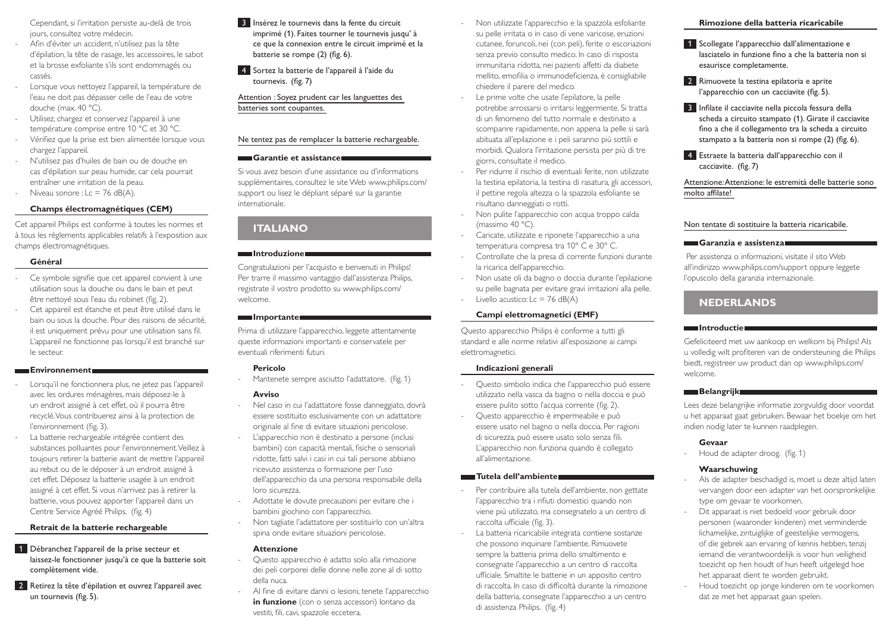Cependant, si l'irritation persiste au-delà de trois jours, consultez votre médecin.

- Afin d'éviter un accident, n'utilisez pas la tête d'épilation, la tête de rasage, les accessoires, le sabot et la brosse exfoliante s'ils sont endommagés ou cassés.
- Lorsque vous nettoyez l'appareil, la température de l'eau ne doit pas dépasser celle de l'eau de votre douche (max. 40 °C).
- Utilisez, chargez et conservez l'appareil à une température comprise entre 10 °C et 30 °C.
- Vérifiez que la prise est bien alimentée lorsque vous chargez l'appareil.
- N'utilisez pas d'huiles de bain ou de douche en cas d'épilation sur peau humide, car cela pourrait entraîner une irritation de la peau.
- Niveau sonore : Lc = 76 dB(A).

#### Champs électromagnétiques (CEM)

Cet appareil Philips est conforme à toutes les normes et à tous les règlements applicables relatifs à l'exposition aux champs électromagnétiques.

#### Général

- Ce symbole signifie que cet appareil convient à une utilisation sous la douche ou dans le bain et peut être nettoyé sous l'eau du robinet (fig. 2).
- Cet appareil est étanche et peut être utilisé dans le bain ou sous la douche. Pour des raisons de sécurité, il est uniquement prévu pour une utilisation sans fil. L'appareil ne fonctionne pas lorsqu'il est branché sur le secteur.

### Environnement

- Lorsqu'il ne fonctionnera plus, ne jetez pas l'appareil avec les ordures ménagères, mais déposez-le à un endroit assigné à cet effet, où il pourra être recyclé. Vous contribuerez ainsi à la protection de l'environnement (fig. 3).
- La batterie rechargeable intégrée contient des substances polluantes pour l'environnement. Veillez à toujours retirer la batterie avant de mettre l'appareil au rebut ou de le déposer à un endroit assigné à cet effet. Déposez la batterie usagée à un endroit assigné à cet effet. Si vous n'arrivez pas à retirer la batterie, vous pouvez apporter l'appareil dans un Centre Service Agréé Philips. (fig. 4)

#### Retrait de la batterie rechargeable

1. Débranchez l'appareil de la prise secteur et laissez-le fonctionner jusqu'à ce que la batterie soit complètement vide.
2. Retirez la tête d'épilation et ouvrez l'appareil avec un tournevis (fig. 5).
3. Insérez le tournevis dans la fente du circuit imprimé (1). Faites tourner le tournevis jusqu' à ce que la connexion entre le circuit imprimé et la batterie se rompe (2) (fig. 6).
4. Sortez la batterie de l'appareil à l'aide du tournevis. (fig. 7)

Attention : Soyez prudent car les languettes des batteries sont coupantes.

Ne tentez pas de remplacer la batterie rechargeable.

### Garantie et assistance

Si vous avez besoin d'une assistance ou d'informations supplémentaires, consultez le site Web www.philips.com/support ou lisez le dépliant séparé sur la garantie internationale.

## ITALIANO

### Introduzione

Congratulazioni per l'acquisto e benvenuti in Philips! Per trarre il massimo vantaggio dall'assistenza Philips, registrate il vostro prodotto su www.philips.com/welcome.

### Importante

Prima di utilizzare l'apparecchio, leggete attentamente queste informazioni importanti e conservatele per eventuali riferimenti futuri.

#### Pericolo

- Mantenete sempre asciutto l'adattatore. (fig. 1)

#### Avviso

- Nel caso in cui l'adattatore fosse danneggiato, dovrà essere sostituito esclusivamente con un adattatore originale al fine di evitare situazioni pericolose.
- L'apparecchio non è destinato a persone (inclusi bambini) con capacità mentali, fisiche o sensoriali ridotte, fatti salvi i casi in cui tali persone abbiano ricevuto assistenza o formazione per l'uso dell'apparecchio da una persona responsabile della loro sicurezza.
- Adottate le dovute precauzioni per evitare che i bambini giochino con l'apparecchio.
- Non tagliate l'adattatore per sostituirlo con un'altra spina onde evitare situazioni pericolose.

#### Attenzione

- Questo apparecchio è adatto solo alla rimozione dei peli corporei delle donne nelle zone al di sotto della nuca.
- Al fine di evitare danni o lesioni, tenete l'apparecchio **in funzione** (con o senza accessori) lontano da vestiti, fili, cavi, spazzole eccetera.
- Non utilizzate l'apparecchio e la spazzola esfoliante su pelle irritata o in caso di vene varicose, eruzioni cutanee, foruncoli, nei (con peli), ferite o escoriazioni senza previo consulto medico. In caso di risposta immunitaria ridotta, nei pazienti affetti da diabete mellito, emofilia o immunodeficienza, è consigliabile chiedere il parere del medico.
- Le prime volte che usate l'epilatore, la pelle potrebbe arrossarsi o irritarsi leggermente. Si tratta di un fenomeno del tutto normale e destinato a scomparire rapidamente, non appena la pelle si sarà abituata all'epilazione e i peli saranno più sottili e morbidi. Qualora l'irritazione persista per più di tre giorni, consultate il medico.
- Per ridurre il rischio di eventuali ferite, non utilizzate la testina epilatoria, la testina di rasatura, gli accessori, il pettine regola altezza o la spazzola esfoliante se risultano danneggiati o rotti.
- Non pulite l'apparecchio con acqua troppo calda (massimo 40 °C).
- Caricate, utilizzate e riponete l'apparecchio a una temperatura compresa tra 10° C e 30° C.
- Controllate che la presa di corrente funzioni durante la ricarica dell'apparecchio.
- Non usate oli da bagno o doccia durante l'epilazione su pelle bagnata per evitare gravi irritazioni alla pelle.
- Livello acustico: Lc = 76 dB(A)

#### Campi elettromagnetici (EMF)

Questo apparecchio Philips è conforme a tutti gli standard e alle norme relativi all'esposizione ai campi elettromagnetici.

#### Indicazioni generali

- Questo simbolo indica che l'apparecchio può essere utilizzato nella vasca da bagno o nella doccia e può essere pulito sotto l'acqua corrente (fig. 2).
- Questo apparecchio è impermeabile e può essere usato nel bagno o nella doccia. Per ragioni di sicurezza, può essere usato solo senza fili. L'apparecchio non funziona quando è collegato all'alimentazione.

### Tutela dell'ambiente

- Per contribuire alla tutela dell'ambiente, non gettate l'apparecchio tra i rifiuti domestici quando non viene più utilizzato, ma consegnatelo a un centro di raccolta ufficiale (fig. 3).
- La batteria ricaricabile integrata contiene sostanze che possono inquinare l'ambiente. Rimuovete sempre la batteria prima dello smaltimento e consegnate l'apparecchio a un centro di raccolta ufficiale. Smaltite le batterie in un apposito centro di raccolta. In caso di difficoltà durante la rimozione della batteria, consegnate l'apparecchio a un centro di assistenza Philips. (fig. 4)

#### Rimozione della batteria ricaricabile

1. Scollegate l'apparecchio dall'alimentazione e lasciatelo in funzione fino a che la batteria non si esaurisce completamente.
2. Rimuovete la testina epilatoria e aprite l'apparecchio con un cacciavite (fig. 5).
3. Infilate il cacciavite nella piccola fessura della scheda a circuito stampato (1). Girate il cacciavite fino a che il collegamento tra la scheda a circuito stampato a la batteria non si rompe (2) (fig. 6).
4. Estraete la batteria dall'apparecchio con il cacciavite. (fig. 7)

Attenzione: Attenzione: le estremità delle batterie sono molto affilate!

Non tentate di sostituire la batteria ricaricabile.

### Garanzia e assistenza

Per assistenza o informazioni, visitate il sito Web all'indirizzo www.philips.com/support oppure leggete l'opuscolo della garanzia internazionale.

## NEDERLANDS

### Introductie

Gefeliciteerd met uw aankoop en welkom bij Philips! Als u volledig wilt profiteren van de ondersteuning die Philips biedt, registreer uw product dan op www.philips.com/welcome.

### Belangrijk

Lees deze belangrijke informatie zorgvuldig door voordat u het apparaat gaat gebruiken. Bewaar het boekje om het indien nodig later te kunnen raadplegen.

#### Gevaar

- Houd de adapter droog. (fig. 1)

#### Waarschuwing

- Als de adapter beschadigd is, moet u deze altijd laten vervangen door een adapter van het oorspronkelijke type om gevaar te voorkomen.
- Dit apparaat is niet bedoeld voor gebruik door personen (waaronder kinderen) met verminderde lichamelijke, zintuiglijke of geestelijke vermogens, of die gebrek aan ervaring of kennis hebben, tenzij iemand die verantwoordelijk is voor hun veiligheid toezicht op hen houdt of hun heeft uitgelegd hoe het apparaat dient te worden gebruikt.
- Houd toezicht op jonge kinderen om te voorkomen dat ze met het apparaat gaan spelen.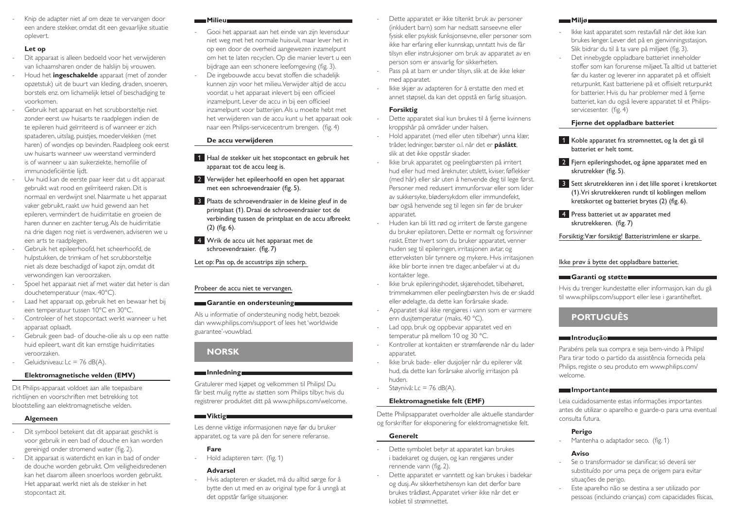- Knip de adapter niet af om deze te vervangen door een andere stekker, omdat dit een gevaarlijke situatie oplevert.

**Let op**

- Dit apparaat is alleen bedoeld voor het verwijderen van lichaamsharen onder de halslijn bij vrouwen.
- Houd het **ingeschakelde** apparaat (met of zonder opzetstuk) uit de buurt van kleding, draden, snoeren, borstels enz. om lichamelijk letsel of beschadiging te voorkomen.
- Gebruik het apparaat en het scrubborsteltje niet zonder eerst uw huisarts te raadplegen indien de te epileren huid geïrriteerd is of wanneer er zich spataderen, uitslag, puistjes, moedervlekken (met haren) of wondjes op bevinden. Raadpleeg ook eerst uw huisarts wanneer uw weerstand verminderd is of wanneer u aan suikerziekte, hemofilie of immunodeficiëntie lijdt.
- Uw huid kan de eerste paar keer dat u dit apparaat gebruikt wat rood en geïrriteerd raken. Dit is normaal en verdwijnt snel. Naarmate u het apparaat vaker gebruikt, raakt uw huid gewend aan het epileren, vermindert de huidirritatie en groeien de haren dunner en zachter terug. Als de huidirritatie na drie dagen nog niet is verdwenen, adviseren we u een arts te raadplegen.
- Gebruik het epileerhoofd, het scheerhoofd, de hulpstukken, de trimkam of het scrubborsteltje niet als deze beschadigd of kapot zijn, omdat dit verwondingen kan veroorzaken.
- Spoel het apparaat niet af met water dat heter is dan douchetemperatuur (max. 40°C).
- Laad het apparaat op, gebruik het en bewaar het bij een temperatuur tussen 10°C en 30°C.
- Controleer of het stopcontact werkt wanneer u het apparaat oplaadt.
- Gebruik geen bad- of douche-olie als u op een natte huid epileert, want dit kan ernstige huidirritaties veroorzaken.
- Geluidsniveau: Lc = 76 dB(A).

**Elektromagnetische velden (EMV)**

Dit Philips-apparaat voldoet aan alle toepasbare richtlijnen en voorschriften met betrekking tot blootstelling aan elektromagnetische velden.

**Algemeen**

- Dit symbool betekent dat dit apparaat geschikt is voor gebruik in een bad of douche en kan worden gereinigd onder stromend water (fig. 2).
- Dit apparaat is waterdicht en kan in bad of onder de douche worden gebruikt. Om veiligheidsredenen kan het daarom alleen snoerloos worden gebruikt. Het apparaat werkt niet als de stekker in het stopcontact zit.

## Milieu

- Gooi het apparaat aan het einde van zijn levensduur niet weg met het normale huisvuil, maar lever het in op een door de overheid aangewezen inzamelpunt om het te laten recyclen. Op die manier levert u een bijdrage aan een schonere leefomgeving (fig. 3).
- De ingebouwde accu bevat stoffen die schadelijk kunnen zijn voor het milieu. Verwijder altijd de accu voordat u het apparaat inlevert bij een officieel inzamelpunt. Lever de accu in bij een officieel inzamelpunt voor batterijen. Als u moeite hebt met het verwijderen van de accu kunt u het apparaat ook naar een Philips-servicecentrum brengen. (fig. 4)

**De accu verwijderen**

1. Haal de stekker uit het stopcontact en gebruik het apparaat tot de accu leeg is.
2. Verwijder het epileerhoofd en open het apparaat met een schroevendraaier (fig. 5).
3. Plaats de schroevendraaier in de kleine gleuf in de printplaat (1). Draai de schroevendraaier tot de verbinding tussen de printplaat en de accu afbreekt (2) (fig. 6).
4. Wrik de accu uit het apparaat met de schroevendraaier. (fig. 7)

Let op: Pas op, de accustrips zijn scherp.

Probeer de accu niet te vervangen.

## Garantie en ondersteuning

Als u informatie of ondersteuning nodig hebt, bezoek dan www.philips.com/support of lees het 'worldwide guarantee'-vouwblad.

# NORSK

## Innledning

Gratulerer med kjøpet og velkommen til Philips! Du får best mulig nytte av støtten som Philips tilbyr, hvis du registrerer produktet ditt på www.philips.com/welcome.

## Viktig

Les denne viktige informasjonen nøye før du bruker apparatet, og ta vare på den for senere referanse.

**Fare**

- Hold adapteren tørr. (fig. 1)

**Advarsel**

- Hvis adapteren er skadet, må du alltid sørge for å bytte den ut med en av original type for å unngå at det oppstår farlige situasjoner.
- Dette apparatet er ikke tiltenkt bruk av personer (inkludert barn) som har nedsatt sanseevne eller fysisk eller psykisk funksjonsevne, eller personer som ikke har erfaring eller kunnskap, unntatt hvis de får tilsyn eller instruksjoner om bruk av apparatet av en person som er ansvarlig for sikkerheten.
- Pass på at barn er under tilsyn, slik at de ikke leker med apparatet.
- Ikke skjær av adapteren for å erstatte den med et annet støpsel, da kan det oppstå en farlig situasjon.

**Forsiktig**

- Dette apparatet skal kun brukes til å fjerne kvinnens kroppshår på områder under halsen.
- Hold apparatet (med eller uten tilbehør) unna klær, tråder, ledninger, børster o.l. når det er **påslått**, slik at det ikke oppstår skader.
- Ikke bruk apparatet og peelingbørsten på irritert hud eller hud med åreknuter, utslett, kviser, føflekker (med hår) eller sår uten å henvende deg til lege først. Personer med redusert immunforsvar eller som lider av sukkersyke, blødersykdom eller immundefekt, bør også henvende seg til legen sin før de bruker apparatet.
- Huden kan bli litt rød og irritert de første gangene du bruker epilatoren. Dette er normalt og forsvinner raskt. Etter hvert som du bruker apparatet, venner huden seg til epileringen, irritasjonen avtar, og etterveksten blir tynnere og mykere. Hvis irritasjonen ikke blir borte innen tre dager, anbefaler vi at du kontakter lege.
- Ikke bruk epileringshodet, skjærehodet, tilbehøret, trimmekammen eller peelingbørsten hvis de er skadd eller ødelagte, da dette kan forårsake skade.
- Apparatet skal ikke rengjøres i vann som er varmere enn dusjtemperatur (maks. 40 °C).
- Lad opp, bruk og oppbevar apparatet ved en temperatur på mellom 10 og 30 °C.
- Kontroller at kontakten er strømførende når du lader apparatet.
- Ikke bruk bade- eller dusjoljer når du epilerer våt hud, da dette kan forårsake alvorlig irritasjon på huden.
- Støynivå: Lc = 76 dB(A).

**Elektromagnetiske felt (EMF)**

Dette Philipsapparatet overholder alle aktuelle standarder og forskrifter for eksponering for elektromagnetiske felt.

**Generelt**

- Dette symbolet betyr at apparatet kan brukes i badekaret og dusjen, og kan rengjøres under rennende vann (fig. 2).
- Dette apparatet er vanntett og kan brukes i badekar og dusj. Av sikkerhetshensyn kan det derfor bare brukes trådløst. Apparatet virker ikke når det er koblet til strømnettet.

## Miljø

- Ikke kast apparatet som restavfall når det ikke kan brukes lenger. Lever det på en gjenvinningsstasjon. Slik bidrar du til å ta vare på miljøet (fig. 3).
- Det innebygde oppladbare batteriet inneholder stoffer som kan forurense miljøet. Ta alltid ut batteriet før du kaster og leverer inn apparatet på et offisielt returpunkt. Kast batteriene på et offisielt returpunkt for batterier. Hvis du har problemer med å fjerne batteriet, kan du også levere apparatet til et Philips-servicesenter. (fig. 4)

**Fjerne det oppladbare batteriet**

1. Koble apparatet fra strømnettet, og la det gå til batteriet er helt tomt.
2. Fjern epileringshodet, og åpne apparatet med en skrutrekker (fig. 5).
3. Sett skrutrekkeren inn i det lille sporet i kretskortet (1). Vri skrutrekkeren rundt til koblingen mellom kretskortet og batteriet brytes (2) (fig. 6).
4. Press batteriet ut av apparatet med skrutrekkeren. (fig. 7)

Forsiktig: Vær forsiktig! Batteristrimlene er skarpe.

Ikke prøv å bytte det oppladbare batteriet.

## Garanti og støtte

Hvis du trenger kundestøtte eller informasjon, kan du gå til www.philips.com/support eller lese i garantiheftet.

# PORTUGUÊS

## Introdução

Parabéns pela sua compra e seja bem-vindo à Philips! Para tirar todo o partido da assistência fornecida pela Philips, registe o seu produto em www.philips.com/welcome.

## Importante

Leia cuidadosamente estas informações importantes antes de utilizar o aparelho e guarde-o para uma eventual consulta futura.

**Perigo**

- Mantenha o adaptador seco. (fig. 1)

**Aviso**

- Se o transformador se danificar, só deverá ser substituído por uma peça de origem para evitar situações de perigo.
- Este aparelho não se destina a ser utilizado por pessoas (incluindo crianças) com capacidades físicas,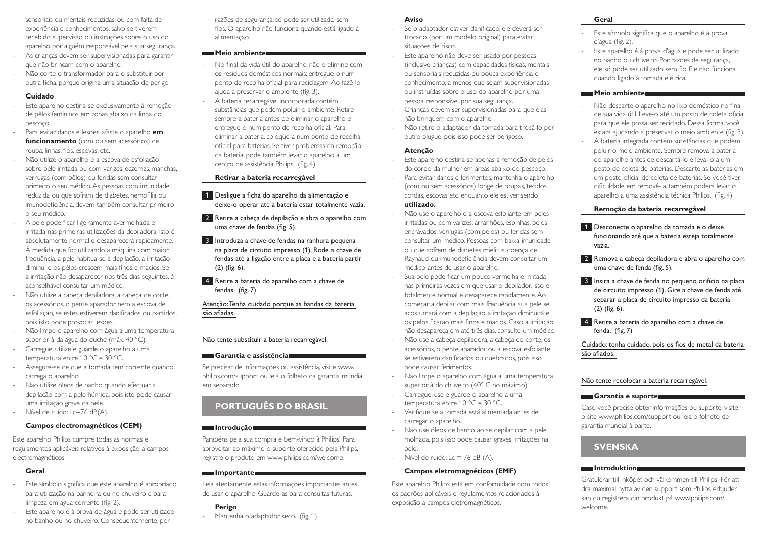sensoriais ou mentais reduzidas, ou com falta de experiência e conhecimentos, salvo se tiverem recebido supervisão ou instruções sobre o uso do aparelho por alguém responsável pela sua segurança.
- As crianças devem ser supervisionadas para garantir que não brincam com o aparelho.
- Não corte o transformador para o substituir por outra ficha, porque origina uma situação de perigo.

#### Cuidado

- Este aparelho destina-se exclusivamente à remoção de pêlos femininos em zonas abaixo da linha do pescoço.
- Para evitar danos e lesões, afaste o aparelho **em funcionamento** (com ou sem acessórios) de roupa, linhas, fios, escovas, etc.
- Não utilize o aparelho e a escova de esfoliação sobre pele irritada ou com varizes, eczemas, manchas, verrugas (com pêlos) ou feridas sem consultar primeiro o seu médico. As pessoas com imunidade reduzida ou que sofram de diabetes, hemofilia ou imunodeficiência, devem também consultar primeiro o seu médico.
- A pele pode ficar ligeiramente avermelhada e irritada nas primeiras utilizações da depiladora. Isto é absolutamente normal e desaparecerá rapidamente. À medida que for utilizando a máquina com maior frequência, a pele habitua-se à depilação, a irritação diminui e os pêlos crescem mais finos e macios. Se a irritação não desaparecer nos três dias seguintes, é aconselhável consultar um médico.
- Não utilize a cabeça depiladora, a cabeça de corte, os acessórios, o pente aparador nem a escova de esfoliação, se estes estiverem danificados ou partidos, pois isto pode provocar lesões.
- Não limpe o aparelho com água a uma temperatura superior à da água do duche (máx. 40 °C).
- Carregue, utilize e guarde o aparelho a uma temperatura entre 10 °C e 30 °C.
- Assegure-se de que a tomada tem corrente quando carrega o aparelho.
- Não utilize óleos de banho quando efectuar a depilação com a pele húmida, pois isto pode causar uma irritação grave da pele.
- Nível de ruído: Lc=76 dB(A).

### Campos electromagnéticos (CEM)

Este aparelho Philips cumpre todas as normas e regulamentos aplicáveis relativos à exposição a campos electromagnéticos.

#### Geral

- Este símbolo significa que este aparelho é apropriado para utilização na banheira ou no chuveiro e para limpeza em água corrente (fig. 2).
- Este aparelho é à prova de água e pode ser utilizado no banho ou no chuveiro. Consequentemente, por razões de segurança, só pode ser utilizado sem fios. O aparelho não funciona quando está ligado à alimentação.

## Meio ambiente

- No final da vida útil do aparelho, não o elimine com os resíduos domésticos normais; entregue-o num ponto de recolha oficial para reciclagem. Ao fazê-lo ajuda a preservar o ambiente (fig. 3).
- A bateria recarregável incorporada contém substâncias que podem poluir o ambiente. Retire sempre a bateria antes de eliminar o aparelho e entregue-o num ponto de recolha oficial. Para eliminar a bateria, coloque-a num ponto de recolha oficial para baterias. Se tiver problemas na remoção da bateria, pode também levar o aparelho a um centro de assistência Philips. (fig. 4)

### Retirar a bateria recarregável

1. Desligue a ficha do aparelho da alimentação e deixe-o operar até a bateria estar totalmente vazia.
2. Retire a cabeça de depilação e abra o aparelho com uma chave de fendas (fig. 5).
3. Introduza a chave de fendas na ranhura pequena na placa de circuito impresso (1). Rode a chave de fendas até a ligação entre a placa e a bateria partir (2) (fig. 6).
4. Retire a bateria do aparelho com a chave de fendas. (fig. 7)

Atenção: Tenha cuidado porque as bandas da bateria são afiadas.

Não tente substituir a bateria recarregável.

## Garantia e assistência

Se precisar de informações ou assistência, visite www.philips.com/support ou leia o folheto da garantia mundial em separado.

# PORTUGUÊS DO BRASIL

## Introdução

Parabéns pela sua compra e bem-vindo à Philips! Para aproveitar ao máximo o suporte oferecido pela Philips, registre o produto em www.philips.com/welcome.

## Importante

Leia atentamente estas informações importantes antes de usar o aparelho. Guarde-as para consultas futuras.

#### Perigo

- Mantenha o adaptador seco. (fig. 1)

#### Aviso

- Se o adaptador estiver danificado, ele deverá ser trocado (por um modelo original) para evitar situações de risco.
- Este aparelho não deve ser usado por pessoas (inclusive crianças) com capacidades físicas, mentais ou sensoriais reduzidas ou pouca experiência e conhecimento, a menos que sejam supervisionadas ou instruídas sobre o uso do aparelho por uma pessoa responsável por sua segurança.
- Crianças devem ser supervisionadas para que elas não brinquem com o aparelho.
- Não retire o adaptador da tomada para trocá-lo por outro plugue, pois isso pode ser perigoso.

#### Atenção

- Este aparelho destina-se apenas à remoção de pelos do corpo da mulher em áreas abaixo do pescoço.
- Para evitar danos e ferimentos, mantenha o aparelho (com ou sem acessórios) longe de roupas, tecidos, cordas, escovas etc. enquanto ele estiver sendo **utilizado**.
- Não use o aparelho e a escova esfoliante em peles irritadas ou com varizes, arranhões, espinhas, pelos encravados, verrugas (com pelos) ou feridas sem consultar um médico. Pessoas com baixa imunidade ou que sofrem de diabetes mielitus, doença de Raynaud ou imunodeficiência devem consultar um médico antes de usar o aparelho.
- Sua pele pode ficar um pouco vermelha e irritada nas primeiras vezes em que usar o depilador. Isso é totalmente normal e desaparece rapidamente. Ao começar a depilar com mais frequência, sua pele se acostumará com a depilação, a irritação diminuirá e os pelos ficarão mais finos e macios. Caso a irritação não desapareça em até três dias, consulte um médico.
- Não use a cabeça depiladora, a cabeça de corte, os acessórios, o pente aparador ou a escova esfoliante se estiverem danificados ou quebrados, pois isso pode causar ferimentos.
- Não limpe o aparelho com água a uma temperatura superior à do chuveiro (40° C no máximo).
- Carregue, use e guarde o aparelho a uma temperatura entre 10 °C e 30 °C.
- Verifique se a tomada está alimentada antes de carregar o aparelho.
- Não use óleos de banho ao se depilar com a pele molhada, pois isso pode causar graves irritações na pele.
- Nível de ruído: Lc = 76 dB (A).

### Campos eletromagnéticos (EMF)

Este aparelho Philips está em conformidade com todos os padrões aplicáveis e regulamentos relacionados à exposição a campos eletromagnéticos.

#### Geral

- Este símbolo significa que o aparelho é à prova d'água (fig. 2).
- Este aparelho é à prova d'água e pode ser utilizado no banho ou chuveiro. Por razões de segurança, ele só pode ser utilizado sem fio. Ele não funciona quando ligado à tomada elétrica.

## Meio ambiente

- Não descarte o aparelho no lixo doméstico no final de sua vida útil. Leve-o até um posto de coleta oficial para que ele possa ser reciclado. Dessa forma, você estará ajudando a preservar o meio ambiente (fig. 3).
- A bateria integrada contém substâncias que podem poluir o meio ambiente. Sempre remova a bateria do aparelho antes de descartá-lo e levá-lo a um posto de coleta de baterias. Descarte as baterias em um posto oficial de coleta de baterias. Se você tiver dificuldade em removê-la, também poderá levar o aparelho a uma assistência técnica Philips. (fig. 4)

### Remoção da bateria recarregável

1. Desconecte o aparelho da tomada e o deixe funcionando até que a bateria esteja totalmente vazia.
2. Remova a cabeça depiladora e abra o aparelho com uma chave de fenda (fig. 5).
3. Insira a chave de fenda no pequeno orifício na placa de circuito impresso (1). Gire a chave de fenda até separar a placa de circuito impresso da bateria (2) (fig. 6).
4. Retire a bateria do aparelho com a chave de fenda. (fig. 7)

Cuidado: tenha cuidado, pois os fios de metal da bateria são afiados.

Não tente recolocar a bateria recarregável.

## Garantia e suporte

Caso você precise obter informações ou suporte, visite o site www.philips.com/support ou leia o folheto de garantia mundial à parte.

# SVENSKA

## Introduktion

Gratulerar till inköpet och välkommen till Philips! För att dra maximal nytta av den support som Philips erbjuder kan du registrera din produkt på www.philips.com/welcome.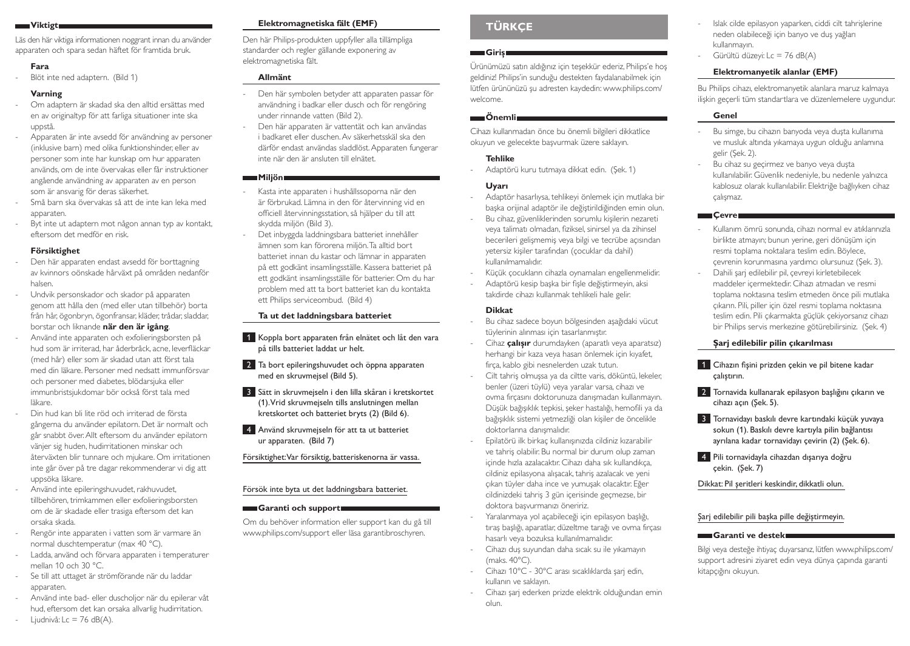## Viktigt

Läs den här viktiga informationen noggrant innan du använder apparaten och spara sedan häftet för framtida bruk.

### Fara

- Blöt inte ned adaptern. (Bild 1)

### Varning

- Om adaptern är skadad ska den alltid ersättas med en av originaltyp för att farliga situationer inte ska uppstå.
- Apparaten är inte avsedd för användning av personer (inklusive barn) med olika funktionshinder, eller av personer som inte har kunskap om hur apparaten används, om de inte övervakas eller får instruktioner angående användning av apparaten av en person som är ansvarig för deras säkerhet.
- Små barn ska övervakas så att de inte kan leka med apparaten.
- Byt inte ut adaptern mot någon annan typ av kontakt, eftersom det medför en risk.

### Försiktighet

- Den här apparaten endast avsedd för borttagning av kvinnors oönskade hårväxt på områden nedanför halsen.
- Undvik personskador och skador på apparaten genom att hålla den (med eller utan tillbehör) borta från hår, ögonbryn, ögonfransar, kläder, trådar, sladdar, borstar och liknande **när den är igång**.
- Använd inte apparaten och exfolieringsborsten på hud som är irriterad, har åderbråck, acne, leverfläckar (med hår) eller som är skadad utan att först tala med din läkare. Personer med nedsatt immunförsvar och personer med diabetes, blödarsjuka eller immunbristsjukdomar bör också först tala med läkare.
- Din hud kan bli lite röd och irriterad de första gångerna du använder epilatorn. Det är normalt och går snabbt över. Allt eftersom du använder epilatorn vänjer sig huden, hudirritationen minskar och återväxten blir tunnare och mjukare. Om irritationen inte går över på tre dagar rekommenderar vi dig att uppsöka läkare.
- Använd inte epileringshuvudet, rakhuvudet, tillbehören, trimkammen eller exfolieringsborsten om de är skadade eller trasiga eftersom det kan orsaka skada.
- Rengör inte apparaten i vatten som är varmare än normal duschtemperatur (max 40 °C).
- Ladda, använd och förvara apparaten i temperaturer mellan 10 och 30 °C.
- Se till att uttaget är strömförande när du laddar apparaten.
- Använd inte bad- eller duscholjor när du epilerar våt hud, eftersom det kan orsaka allvarlig hudirritation.
- Ljudnivå: Lc = 76 dB(A).

### Elektromagnetiska fält (EMF)

Den här Philips-produkten uppfyller alla tillämpliga standarder och regler gällande exponering av elektromagnetiska fält.

### Allmänt

- Den här symbolen betyder att apparaten passar för användning i badkar eller dusch och för rengöring under rinnande vatten (Bild 2).
- Den här apparaten är vattentät och kan användas i badkaret eller duschen. Av säkerhetsskäl ska den därför endast användas sladdlöst. Apparaten fungerar inte när den är ansluten till elnätet.

## Miljön

- Kasta inte apparaten i hushållssoporna när den är förbrukad. Lämna in den för återvinning vid en officiell återvinningsstation, så hjälper du till att skydda miljön (Bild 3).
- Det inbyggda laddningsbara batteriet innehåller ämnen som kan förorena miljön. Ta alltid bort batteriet innan du kastar och lämnar in apparaten på ett godkänt insamlingsställe. Kassera batteriet på ett godkänt insamlingsställe för batterier. Om du har problem med att ta bort batteriet kan du kontakta ett Philips serviceombud. (Bild 4)

### Ta ut det laddningsbara batteriet

1. Koppla bort apparaten från elnätet och låt den vara på tills batteriet laddat ur helt.
2. Ta bort epileringshuvudet och öppna apparaten med en skruvmejsel (Bild 5).
3. Sätt in skruvmejseln i den lilla skåran i kretskortet (1). Vrid skruvmejseln tills anslutningen mellan kretskortet och batteriet bryts (2) (Bild 6).
4. Använd skruvmejseln för att ta ut batteriet ur apparaten. (Bild 7)

Försiktighet: Var försiktig, batteriskenorna är vassa.

Försök inte byta ut det laddningsbara batteriet.

## Garanti och support

Om du behöver information eller support kan du gå till www.philips.com/support eller läsa garantibroschyren.

# TÜRKÇE

## Giriş

Ürünümüzü satın aldığınız için teşekkür ederiz, Philips'e hoş geldiniz! Philips'in sunduğu destekten faydalanabilmek için lütfen ürününüzü şu adresten kaydedin: www.philips.com/welcome.

## Önemli

Cihazı kullanmadan önce bu önemli bilgileri dikkatlice okuyun ve gelecekte başvurmak üzere saklayın.

### Tehlike

- Adaptörü kuru tutmaya dikkat edin. (Şek. 1)

### Uyarı

- Adaptör hasarlıysa, tehlikeyi önlemek için mutlaka bir başka orijinal adaptör ile değiştirildiğinden emin olun.
- Bu cihaz, güvenliklerinden sorumlu kişilerin nezareti veya talimatı olmadan, fiziksel, sinirsel ya da zihinsel becerileri gelişmemiş veya bilgi ve tecrübe açısından yetersiz kişiler tarafından (çocuklar da dahil) kullanılmamalıdır.
- Küçük çocukların cihazla oynamaları engellenmelidir.
- Adaptörü kesip başka bir fişle değiştirmeyin, aksi takdirde cihazı kullanmak tehlikeli hale gelir.

### Dikkat

- Bu cihaz sadece boyun bölgesinden aşağıdaki vücut tüylerinin alınması için tasarlanmıştır.
- Cihaz **çalışır** durumdayken (aparatlı veya aparatsız) herhangi bir kaza veya hasarı önlemek için kıyafet, fırça, kablo gibi nesnelerden uzak tutun.
- Cilt tahriş olmuşsa ya da ciltte varis, döküntü, lekeler, benler (üzeri tüylü) veya yaralar varsa, cihazı ve ovma fırçasını doktorunuza danışmadan kullanmayın. Düşük bağışıklık tepkisi, şeker hastalığı, hemofili ya da bağışıklık sistemi yetmezliği olan kişiler de öncelikle doktorlarına danışmalıdır.
- Epilatörü ilk birkaç kullanışınızda cildiniz kızarabilir ve tahriş olabilir. Bu normal bir durum olup zaman içinde hızla azalacaktır. Cihazı daha sık kullandıkça, cildiniz epilasyona alışacak, tahriş azalacak ve yeni çıkan tüyler daha ince ve yumuşak olacaktır. Eğer cildinizdeki tahriş 3 gün içerisinde geçmezse, bir doktora başvurmanızı öneririz.
- Yaralanmaya yol açabileceği için epilasyon başlığı, tıraş başlığı, aparatlar, düzeltme tarağı ve ovma fırçası hasarlı veya bozuksa kullanılmamalıdır.
- Cihazı duş suyundan daha sıcak su ile yıkamayın (maks. 40°C).
- Cihazı 10°C - 30°C arası sıcaklıklarda şarj edin, kullanın ve saklayın.
- Cihazı şarj ederken prizde elektrik olduğundan emin olun.
- Islak cilde epilasyon yaparken, ciddi cilt tahrişlerine neden olabileceği için banyo ve duş yağları kullanmayın.
- Gürültü düzeyi: Lc = 76 dB(A)

### Elektromanyetik alanlar (EMF)

Bu Philips cihazı, elektromanyetik alanlara maruz kalmaya ilişkin geçerli tüm standartlara ve düzenlemelere uygundur.

### Genel

- Bu simge, bu cihazın banyoda veya duşta kullanıma ve musluk altında yıkamaya uygun olduğu anlamına gelir (Şek. 2).
- Bu cihaz su geçirmez ve banyo veya duşta kullanılabilir. Güvenlik nedeniyle, bu nedenle yalnızca kablosuz olarak kullanılabilir. Elektriğe bağlıyken cihaz çalışmaz.

## Çevre

- Kullanım ömrü sonunda, cihazı normal ev atıklarıyla birlikte atmayın; bunun yerine, geri dönüşüm için resmi toplama noktalara teslim edin. Böylece, çevrenin korunmasına yardımcı olursunuz (Şek. 3).
- Dahili şarj edilebilir pil, çevreyi kirletebilecek maddeler içermektedir. Cihazı atmadan ve resmi toplama noktasına teslim etmeden önce pili mutlaka çıkarın. Pili, piller için özel resmi toplama noktasına teslim edin. Pili çıkarmakta güçlük çekiyorsanız cihazı bir Philips servis merkezine götürebilirsiniz. (Şek. 4)

### Şarj edilebilir pilin çıkarılması

1. Cihazın fişini prizden çekin ve pil bitene kadar çalıştırın.
2. Tornavida kullanarak epilasyon başlığını çıkarın ve cihazı açın (Şek. 5).
3. Tornavidayı baskılı devre kartındaki küçük yuvaya sokun (1). Baskılı devre kartıyla pilin bağlantısı ayrılana kadar tornavidayı çevirin (2) (Şek. 6).
4. Pili tornavidayla cihazdan dışarıya doğru çekin. (Şek. 7)

Dikkat: Pil şeritleri keskindir, dikkatli olun.

Şarj edilebilir pili başka pille değiştirmeyin.

## Garanti ve destek

Bilgi veya desteğe ihtiyaç duyarsanız, lütfen www.philips.com/support adresini ziyaret edin veya dünya çapında garanti kitapçığını okuyun.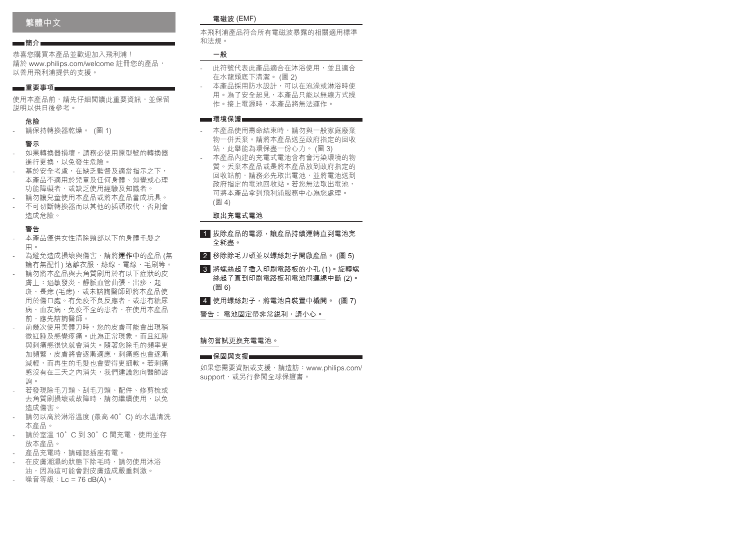# 繁體中文

## 簡介

恭喜您購買本產品並歡迎加入飛利浦！
請於 www.philips.com/welcome 註冊您的產品，以善用飛利浦提供的支援。

## 重要事項

使用本產品前，請先仔細閱讀此重要資訊，並保留說明以供日後參考。

### 危險

- 請保持轉換器乾燥。 (圖 1)

### 警示

- 如果轉換器損壞，請務必使用原型號的轉換器進行更換，以免發生危險。
- 基於安全考慮，在缺乏監督及適當指示之下，本產品不適用於兒童及任何身體、知覺或心理功能障礙者，或缺乏使用經驗及知識者。
- 請勿讓兒童使用本產品或將本產品當成玩具。
- 不可切斷轉換器而以其他的插頭取代，否則會造成危險。

### 警告

- 本產品僅供女性清除頸部以下的身體毛髮之用。
- 為避免造成損壞與傷害，請將**運作中**的產品 (無論有無配件) 遠離衣服、絲線、電線、毛刷等。
- 請勿將本產品與去角質刷用於有以下症狀的皮膚上：過敏發炎、靜脈血管曲張、出疹、起斑、長痣 (毛痣)，或未諮詢醫師即將本產品使用於傷口處。有免疫不良反應者，或患有糖尿病、血友病、免疫不全的患者，在使用本產品前，應先諮詢醫師。
- 前幾次使用美體刀時，您的皮膚可能會出現稍微紅腫及感覺疼痛。此為正常現象，而且紅腫與刺痛感很快就會消失。隨著您除毛的頻率更加頻繁，皮膚將會逐漸適應，刺痛感也會逐漸減輕，而再生的毛髮也會變得更細軟。若刺痛感沒有在三天之內消失，我們建議您向醫師諮詢。
- 若發現除毛刀頭、刮毛刀頭、配件、修剪梳或去角質刷損壞或故障時，請勿繼續使用，以免造成傷害。
- 請勿以高於淋浴溫度 (最高 40˚ C) 的水溫清洗本產品。
- 請於室溫 10˚ C 到 30˚ C 間充電、使用並存放本產品。
- 產品充電時，請確認插座有電。
- 在皮膚潮濕的狀態下除毛時，請勿使用沐浴油，因為這可能會對皮膚造成嚴重刺激。
- 噪音等級：Lc = 76 dB(A)。

### 電磁波 (EMF)

本飛利浦產品符合所有電磁波暴露的相關適用標準和法規。

### 一般

- 此符號代表此產品適合在沐浴使用，並且適合在水龍頭底下清潔。 (圖 2)
- 本產品採用防水設計，可以在泡澡或淋浴時使用。為了安全起見，本產品只能以無線方式操作。接上電源時，本產品將無法運作。

## 環境保護

- 本產品使用壽命結束時，請勿與一般家庭廢棄物一併丟棄。請將本產品送至政府指定的回收站，此舉能為環保盡一份心力。 (圖 3)
- 本產品內建的充電式電池含有會污染環境的物質。丟棄本產品或是將本產品放到政府指定的回收站前，請務必先取出電池，並將電池送到政府指定的電池回收站。若您無法取出電池，可將本產品拿到飛利浦服務中心為您處理。 (圖 4)

### 取出充電式電池

1. **拔除產品的電源，讓產品持續運轉直到電池完全耗盡。**
2. **移除除毛刀頭並以螺絲起子開啟產品。 (圖 5)**
3. **將螺絲起子插入印刷電路板的小孔 (1)。旋轉螺絲起子直到印刷電路板和電池間連線中斷 (2)。 (圖 6)**
4. **使用螺絲起子，將電池自裝置中橇開。 (圖 7)**

警告： 電池固定帶非常銳利，請小心。

請勿嘗試更換充電電池。

## 保固與支援

如果您需要資訊或支援，請造訪：www.philips.com/support，或另行參閱全球保證書。